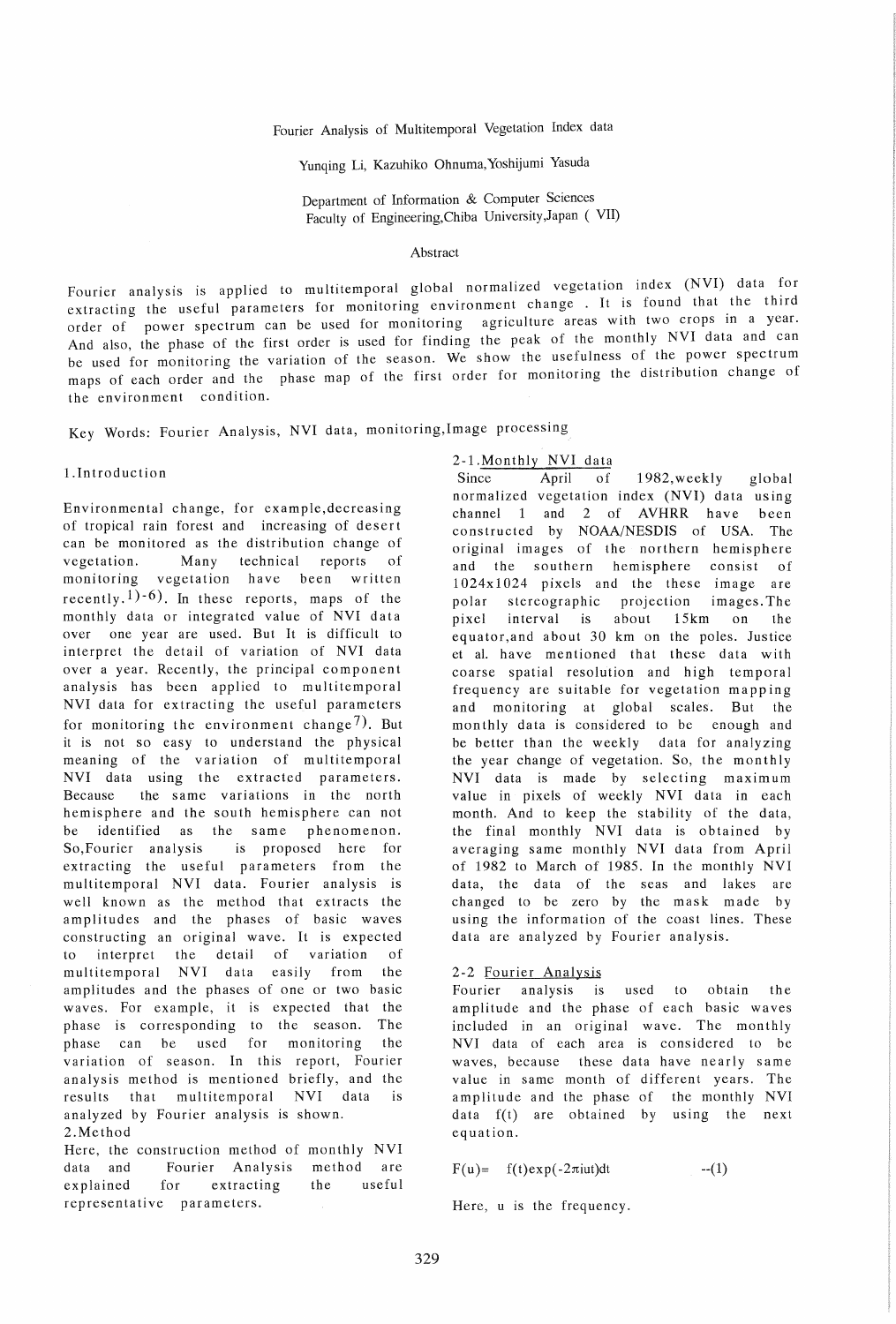# Fourier Analysis of Multitemporal Vegetation Index data

Yunqing Li, Kazuhiko Ohnuma, Yoshijumi Yasuda

Department of Information & Computer Sciences
Faculty of Engineering, Chiba University, Japan ( VII)

## Abstract

Fourier analysis is applied to multitemporal global normalized vegetation index (NVI) data for extracting the useful parameters for monitoring environment change . It is found that the third order of power spectrum can be used for monitoring agriculture areas with two crops in a year. And also, the phase of the first order is used for finding the peak of the monthly NVI data and can be used for monitoring the variation of the season. We show the usefulness of the power spectrum maps of each order and the phase map of the first order for monitoring the distribution change of the environment condition.

Key Words: Fourier Analysis, NVI data, monitoring, Image processing

## 1. Introduction

Environmental change, for example, decreasing of tropical rain forest and increasing of desert can be monitored as the distribution change of vegetation. Many technical reports of monitoring vegetation have been written recently.[1)-6)] In these reports, maps of the monthly data or integrated value of NVI data over one year are used. But It is difficult to interpret the detail of variation of NVI data over a year. Recently, the principal component analysis has been applied to multitemporal NVI data for extracting the useful parameters for monitoring the environment change[7)]. But it is not so easy to understand the physical meaning of the variation of multitemporal NVI data using the extracted parameters. Because the same variations in the north hemisphere and the south hemisphere can not be identified as the same phenomenon. So, Fourier analysis is proposed here for extracting the useful parameters from the multitemporal NVI data. Fourier analysis is well known as the method that extracts the amplitudes and the phases of basic waves constructing an original wave. It is expected to interpret the detail of variation of multitemporal NVI data easily from the amplitudes and the phases of one or two basic waves. For example, it is expected that the phase is corresponding to the season. The phase can be used for monitoring the variation of season. In this report, Fourier analysis method is mentioned briefly, and the results that multitemporal NVI data is analyzed by Fourier analysis is shown.

## 2. Method

Here, the construction method of monthly NVI data and Fourier Analysis method are explained for extracting the useful representative parameters.

### 2-1. Monthly NVI data

Since April of 1982, weekly global normalized vegetation index (NVI) data using channel 1 and 2 of AVHRR have been constructed by NOAA/NESDIS of USA. The original images of the northern hemisphere and the southern hemisphere consist of 1024x1024 pixels and the these image are polar stereographic projection images. The pixel interval is about 15km on the equator, and about 30 km on the poles. Justice et al. have mentioned that these data with coarse spatial resolution and high temporal frequency are suitable for vegetation mapping and monitoring at global scales. But the monthly data is considered to be enough and be better than the weekly data for analyzing the year change of vegetation. So, the monthly NVI data is made by selecting maximum value in pixels of weekly NVI data in each month. And to keep the stability of the data, the final monthly NVI data is obtained by averaging same monthly NVI data from April of 1982 to March of 1985. In the monthly NVI data, the data of the seas and lakes are changed to be zero by the mask made by using the information of the coast lines. These data are analyzed by Fourier analysis.

### 2-2 Fourier Analysis

Fourier analysis is used to obtain the amplitude and the phase of each basic waves included in an original wave. The monthly NVI data of each area is considered to be waves, because these data have nearly same value in same month of different years. The amplitude and the phase of the monthly NVI data f(t) are obtained by using the next equation.

$$F(u) = f(t)\exp(-2\pi iut)dt \qquad \text{--(1)}$$

Here, u is the frequency.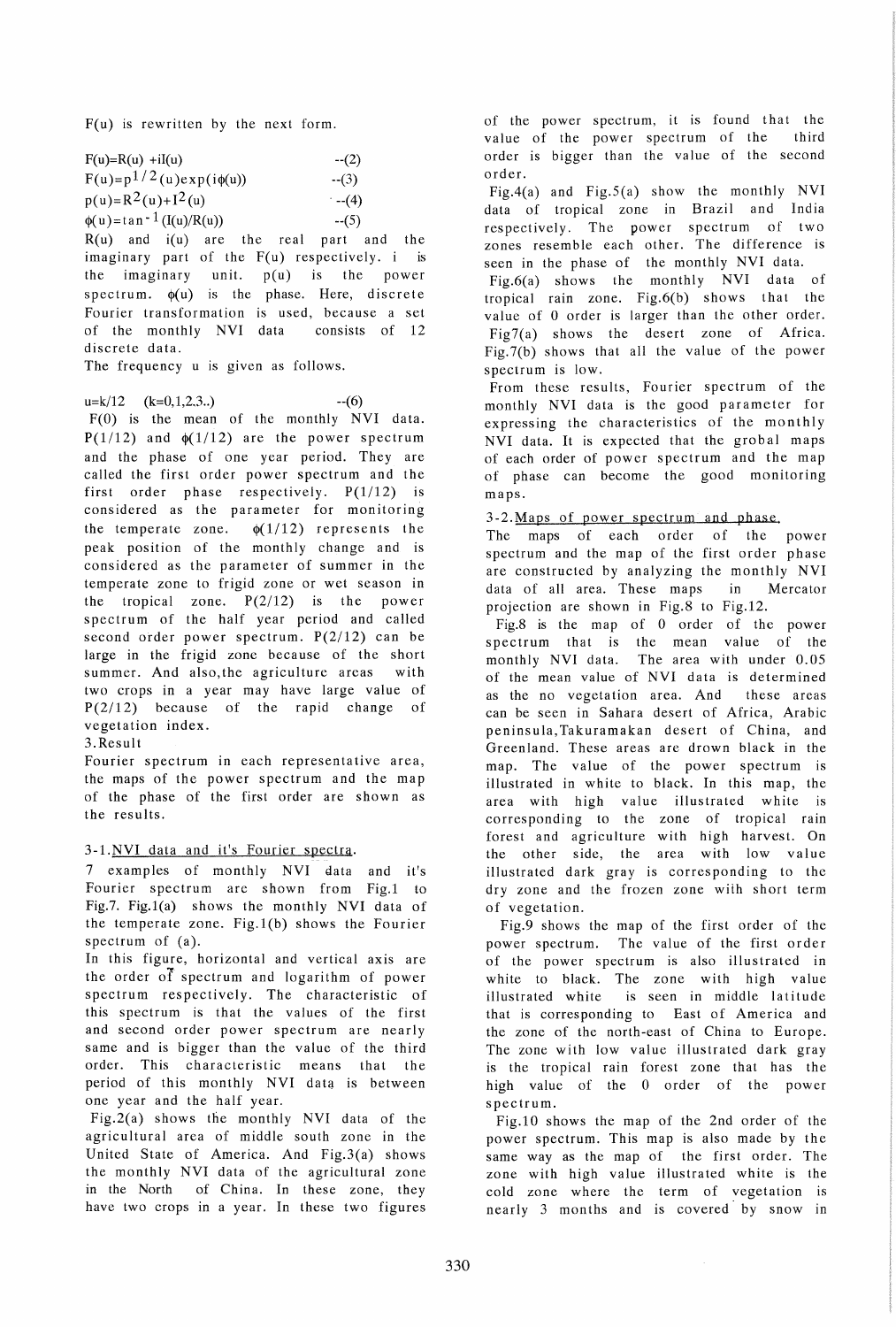F(u) is rewritten by the next form.

$$F(u)=R(u)+iI(u) \quad \text{--(2)}$$

$$F(u)=p^{1/2}(u)\exp(i\phi(u)) \quad \text{--(3)}$$

$$p(u)=R^2(u)+I^2(u) \quad \text{--(4)}$$

$$\phi(u)=\tan^{-1}(I(u)/R(u)) \quad \text{--(5)}$$

R(u) and i(u) are the real part and the imaginary part of the F(u) respectively. i is the imaginary unit. p(u) is the power spectrum. $\phi(u)$ is the phase. Here, discrete Fourier transformation is used, because a set of the monthly NVI data consists of 12 discrete data.

The frequency u is given as follows.

$$u=k/12 \quad (k=0,1,2,3..) \quad \text{--(6)}$$

F(0) is the mean of the monthly NVI data. P(1/12) and $\phi(1/12)$ are the power spectrum and the phase of one year period. They are called the first order power spectrum and the first order phase respectively. P(1/12) is considered as the parameter for monitoring the temperate zone. $\phi(1/12)$ represents the peak position of the monthly change and is considered as the parameter of summer in the temperate zone to frigid zone or wet season in the tropical zone. P(2/12) is the power spectrum of the half year period and called second order power spectrum. P(2/12) can be large in the frigid zone because of the short summer. And also,the agriculture areas with two crops in a year may have large value of P(2/12) because of the rapid change of vegetation index.

## 3.Result

Fourier spectrum in each representative area, the maps of the power spectrum and the map of the phase of the first order are shown as the results.

### 3-1.NVI data and it's Fourier spectra.

7 examples of monthly NVI data and it's Fourier spectrum are shown from Fig.1 to Fig.7. Fig.1(a) shows the monthly NVI data of the temperate zone. Fig.1(b) shows the Fourier spectrum of (a).

In this figure, horizontal and vertical axis are the order of spectrum and logarithm of power spectrum respectively. The characteristic of this spectrum is that the values of the first and second order power spectrum are nearly same and is bigger than the value of the third order. This characteristic means that the period of this monthly NVI data is between one year and the half year.

Fig.2(a) shows the monthly NVI data of the agricultural area of middle south zone in the United State of America. And Fig.3(a) shows the monthly NVI data of the agricultural zone in the North of China. In these zone, they have two crops in a year. In these two figures of the power spectrum, it is found that the value of the power spectrum of the third order is bigger than the value of the second order.

Fig.4(a) and Fig.5(a) show the monthly NVI data of tropical zone in Brazil and India respectively. The power spectrum of two zones resemble each other. The difference is seen in the phase of the monthly NVI data.

Fig.6(a) shows the monthly NVI data of tropical rain zone. Fig.6(b) shows that the value of 0 order is larger than the other order.

Fig7(a) shows the desert zone of Africa. Fig.7(b) shows that all the value of the power spectrum is low.

From these results, Fourier spectrum of the monthly NVI data is the good parameter for expressing the characteristics of the monthly NVI data. It is expected that the grobal maps of each order of power spectrum and the map of phase can become the good monitoring maps.

### 3-2.Maps of power spectrum and phase.

The maps of each order of the power spectrum and the map of the first order phase are constructed by analyzing the monthly NVI data of all area. These maps in Mercator projection are shown in Fig.8 to Fig.12.

Fig.8 is the map of 0 order of the power spectrum that is the mean value of the monthly NVI data. The area with under 0.05 of the mean value of NVI data is determined as the no vegetation area. And these areas can be seen in Sahara desert of Africa, Arabic peninsula,Takuramakan desert of China, and Greenland. These areas are drawn black in the map. The value of the power spectrum is illustrated in white to black. In this map, the area with high value illustrated white is corresponding to the zone of tropical rain forest and agriculture with high harvest. On the other side, the area with low value illustrated dark gray is corresponding to the dry zone and the frozen zone with short term of vegetation.

Fig.9 shows the map of the first order of the power spectrum. The value of the first order of the power spectrum is also illustrated in white to black. The zone with high value illustrated white is seen in middle latitude that is corresponding to East of America and the zone of the north-east of China to Europe. The zone with low value illustrated dark gray is the tropical rain forest zone that has the high value of the 0 order of the power spectrum.

Fig.10 shows the map of the 2nd order of the power spectrum. This map is also made by the same way as the map of the first order. The zone with high value illustrated white is the cold zone where the term of vegetation is nearly 3 months and is covered by snow in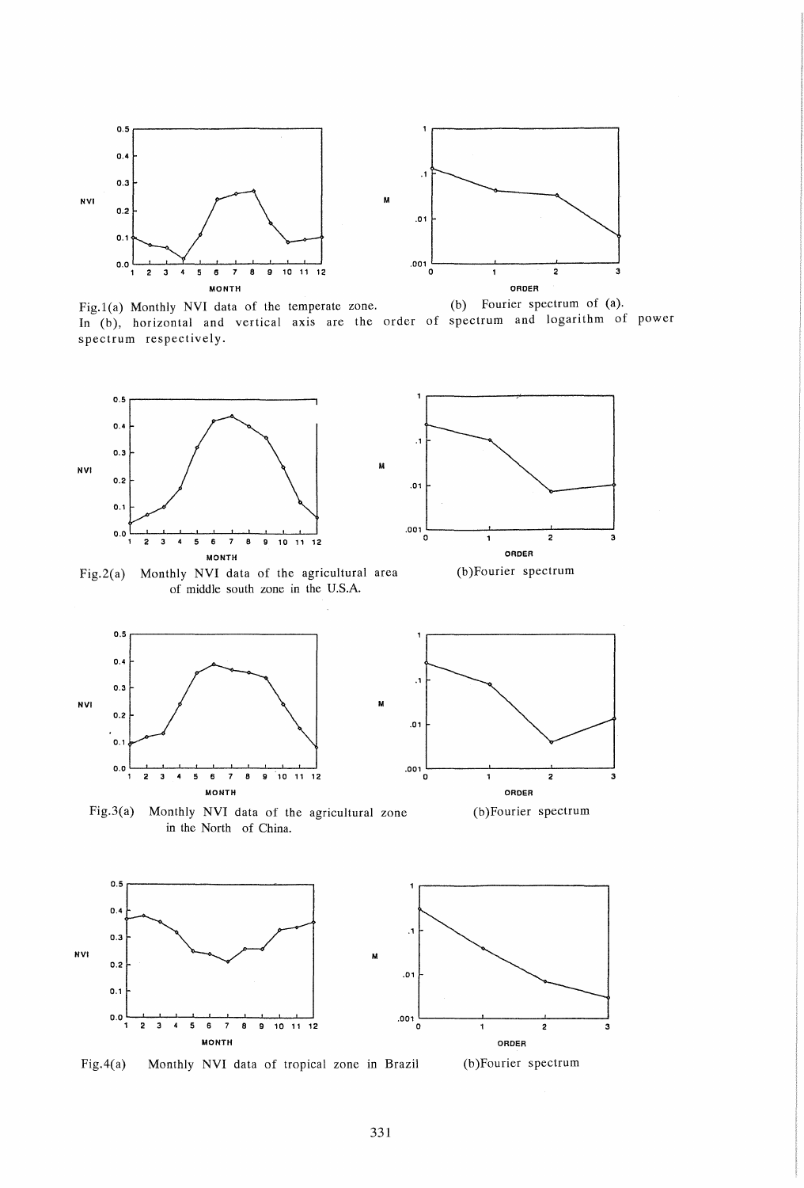Fig.1(a) Monthly NVI data of the temperate zone. (b) Fourier spectrum of (a).
In (b), horizontal and vertical axis are the order of spectrum and logarithm of power spectrum respectively.

Fig.2(a) Monthly NVI data of the agricultural area of middle south zone in the U.S.A. (b)Fourier spectrum

Fig.3(a) Monthly NVI data of the agricultural zone in the North of China. (b)Fourier spectrum

Fig.4(a) Monthly NVI data of tropical zone in Brazil (b)Fourier spectrum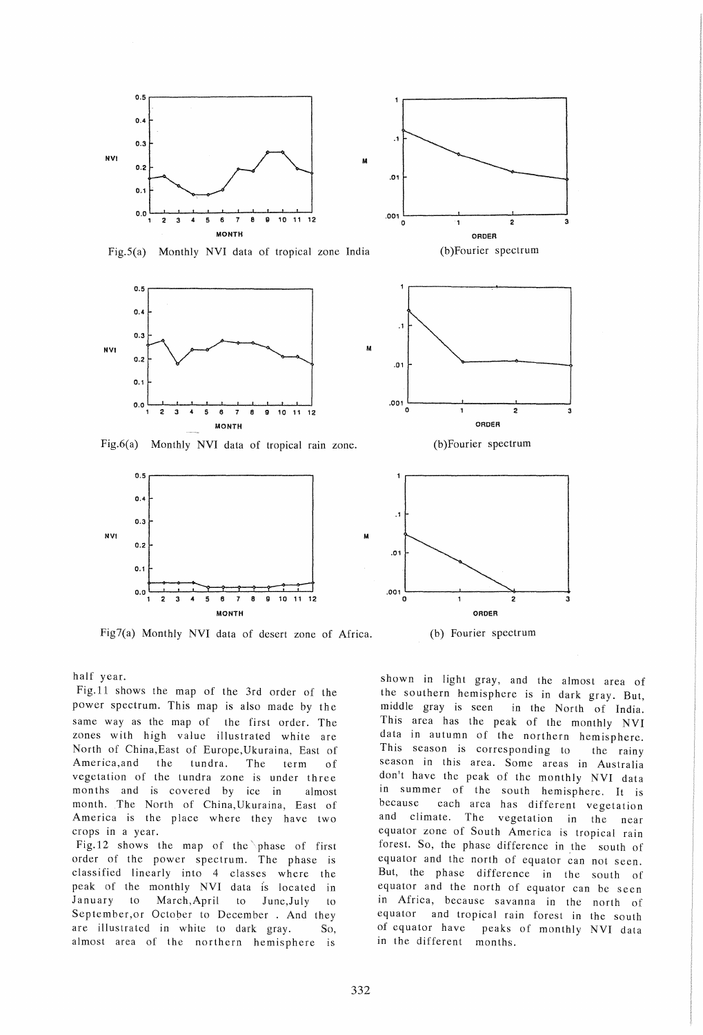Fig.5(a) Monthly NVI data of tropical zone India

(b)Fourier spectrum

Fig.6(a) Monthly NVI data of tropical rain zone.

(b)Fourier spectrum

Fig7(a) Monthly NVI data of desert zone of Africa.

(b) Fourier spectrum

half year.

Fig.11 shows the map of the 3rd order of the power spectrum. This map is also made by the same way as the map of the first order. The zones with high value illustrated white are North of China,East of Europe,Ukuraina, East of America,and the tundra. The term of vegetation of the tundra zone is under three months and is covered by ice in almost month. The North of China,Ukuraina, East of America is the place where they have two crops in a year.

Fig.12 shows the map of the phase of first order of the power spectrum. The phase is classified linearly into 4 classes where the peak of the monthly NVI data is located in January to March,April to June,July to September,or October to December . And they are illustrated in white to dark gray. So, almost area of the northern hemisphere is shown in light gray, and the almost area of the southern hemisphere is in dark gray. But, middle gray is seen in the North of India. This area has the peak of the monthly NVI data in autumn of the northern hemisphere. This season is corresponding to the rainy season in this area. Some areas in Australia don't have the peak of the monthly NVI data in summer of the south hemisphere. It is because each area has different vegetation and climate. The vegetation in the near equator zone of South America is tropical rain forest. So, the phase difference in the south of equator and the north of equator can not seen. But, the phase difference in the south of equator and the north of equator can be seen in Africa, because savanna in the north of equator and tropical rain forest in the south of equator have peaks of monthly NVI data in the different months.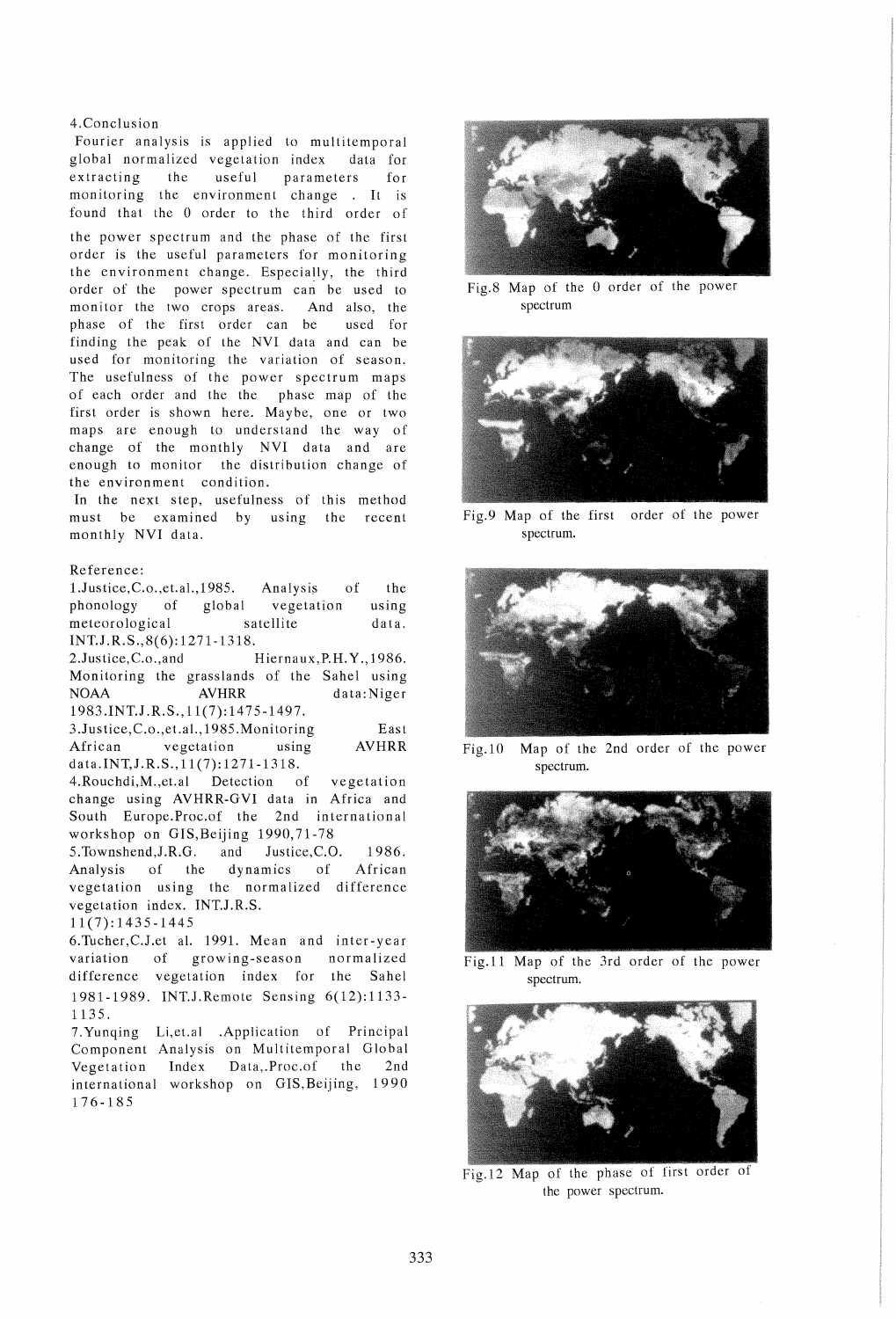## 4. Conclusion

Fourier analysis is applied to multitemporal global normalized vegetation index data for extracting the useful parameters for monitoring the environment change . It is found that the 0 order to the third order of the power spectrum and the phase of the first order is the useful parameters for monitoring the environment change. Especially, the third order of the power spectrum can be used to monitor the two crops areas. And also, the phase of the first order can be used for finding the peak of the NVI data and can be used for monitoring the variation of season. The usefulness of the power spectrum maps of each order and the the phase map of the first order is shown here. Maybe, one or two maps are enough to understand the way of change of the monthly NVI data and are enough to monitor the distribution change of the environment condition.

In the next step, usefulness of this method must be examined by using the recent monthly NVI data.

## Reference:

1. Justice, C.o., et.al., 1985. Analysis of the phonology of global vegetation using meteorological satellite data. INT.J.R.S., 8(6):1271-1318.
2. Justice, C.o., and Hiernaux, P.H.Y., 1986. Monitoring the grasslands of the Sahel using NOAA AVHRR data:Niger 1983.INT.J.R.S., 11(7):1475-1497.
3. Justice, C.o., et.al., 1985.Monitoring East African vegetation using AVHRR data.INT,J.R.S., 11(7):1271-1318.
4. Rouchdi, M., et.al Detection of vegetation change using AVHRR-GVI data in Africa and South Europe.Proc.of the 2nd international workshop on GIS, Beijing 1990, 71-78
5. Townshend, J.R.G. and Justice, C.O. 1986. Analysis of the dynamics of African vegetation using the normalized difference vegetation index. INT.J.R.S. 11(7):1435-1445
6. Tucher, C.J.et al. 1991. Mean and inter-year variation of growing-season normalized difference vegetation index for the Sahel 1981-1989. INT.J.Remote Sensing 6(12):1133-1135.
7. Yunqing Li, et.al .Application of Principal Component Analysis on Multitemporal Global Vegetation Index Data,.Proc.of the 2nd international workshop on GIS, Beijing, 1990 176-185

Fig.8 Map of the 0 order of the power spectrum

Fig.9 Map of the first order of the power spectrum.

Fig.10 Map of the 2nd order of the power spectrum.

Fig.11 Map of the 3rd order of the power spectrum.

Fig.12 Map of the phase of first order of the power spectrum.